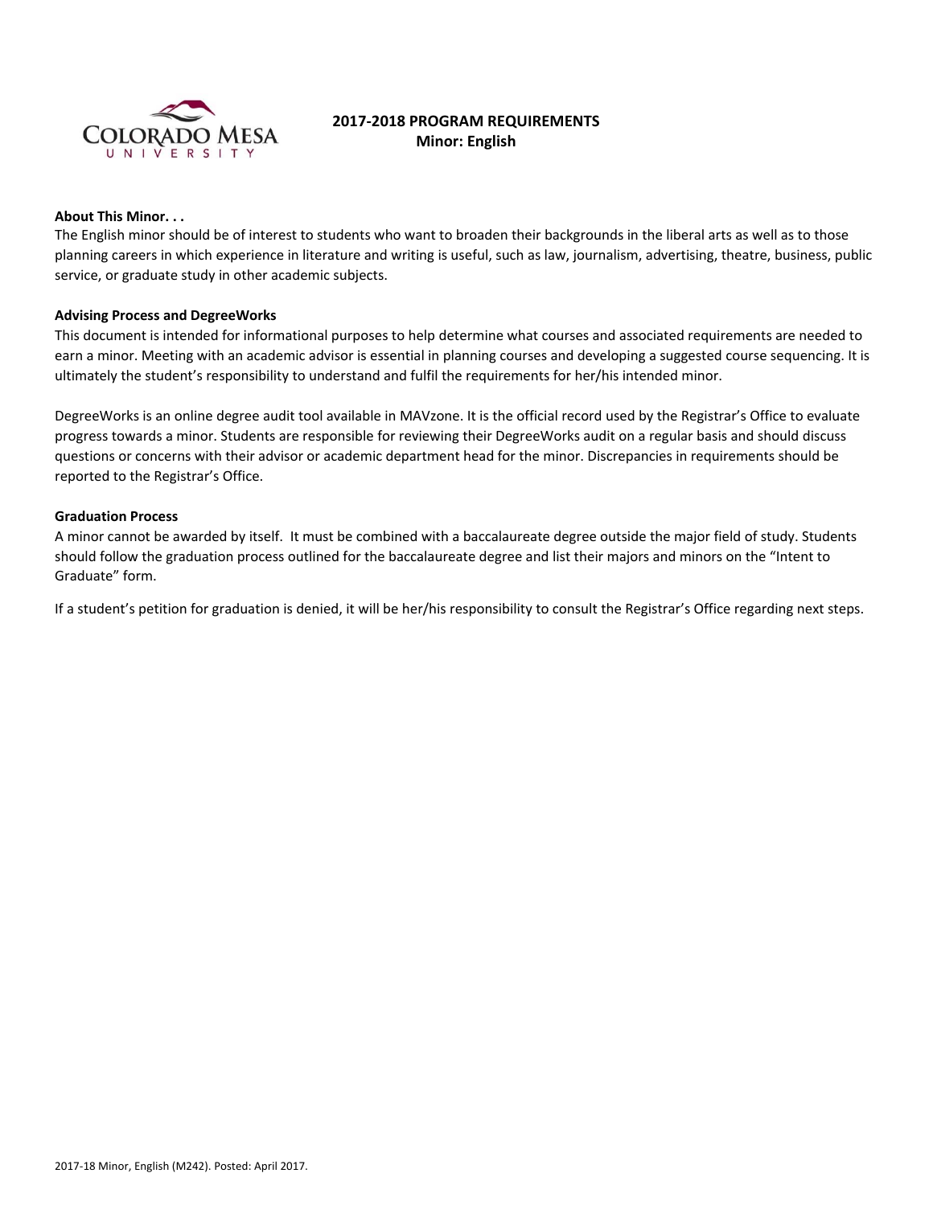# 2017-2018 PROGRAM REQUIREMENTS
## Minor: English

**About This Minor. . .**

The English minor should be of interest to students who want to broaden their backgrounds in the liberal arts as well as to those planning careers in which experience in literature and writing is useful, such as law, journalism, advertising, theatre, business, public service, or graduate study in other academic subjects.

**Advising Process and DegreeWorks**

This document is intended for informational purposes to help determine what courses and associated requirements are needed to earn a minor. Meeting with an academic advisor is essential in planning courses and developing a suggested course sequencing. It is ultimately the student's responsibility to understand and fulfil the requirements for her/his intended minor.

DegreeWorks is an online degree audit tool available in MAVzone. It is the official record used by the Registrar's Office to evaluate progress towards a minor. Students are responsible for reviewing their DegreeWorks audit on a regular basis and should discuss questions or concerns with their advisor or academic department head for the minor. Discrepancies in requirements should be reported to the Registrar's Office.

**Graduation Process**

A minor cannot be awarded by itself. It must be combined with a baccalaureate degree outside the major field of study. Students should follow the graduation process outlined for the baccalaureate degree and list their majors and minors on the "Intent to Graduate" form.

If a student's petition for graduation is denied, it will be her/his responsibility to consult the Registrar's Office regarding next steps.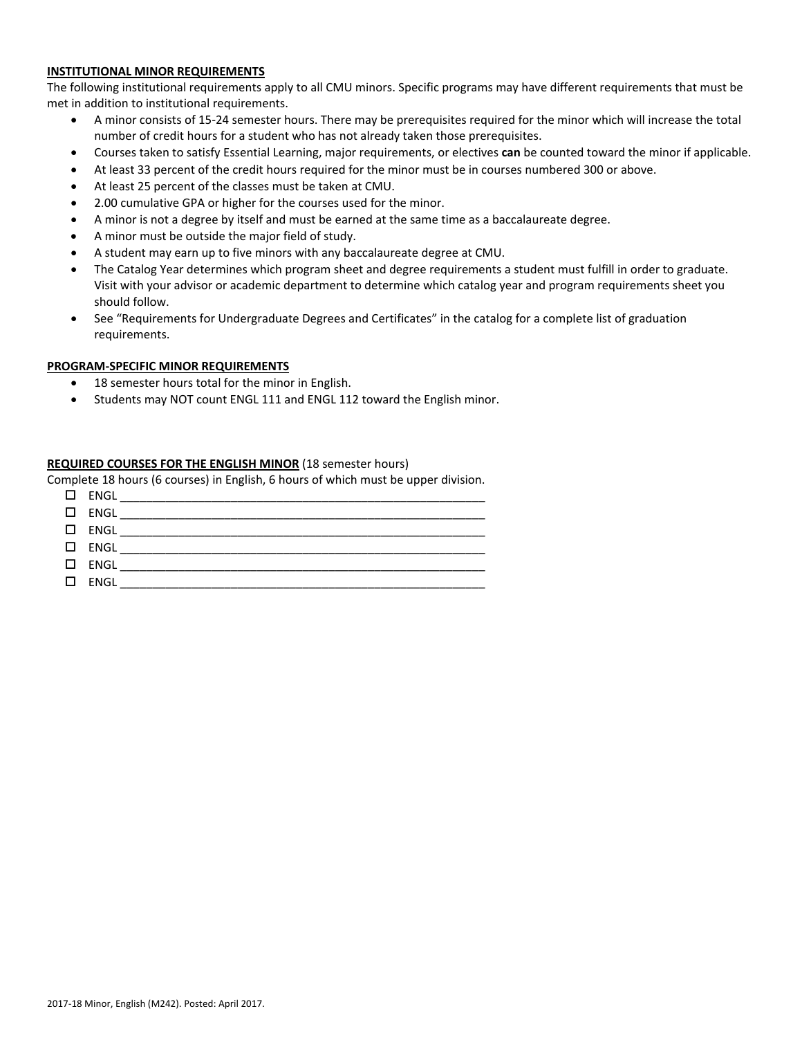**INSTITUTIONAL MINOR REQUIREMENTS**

The following institutional requirements apply to all CMU minors. Specific programs may have different requirements that must be met in addition to institutional requirements.

- A minor consists of 15-24 semester hours. There may be prerequisites required for the minor which will increase the total number of credit hours for a student who has not already taken those prerequisites.
- Courses taken to satisfy Essential Learning, major requirements, or electives **can** be counted toward the minor if applicable.
- At least 33 percent of the credit hours required for the minor must be in courses numbered 300 or above.
- At least 25 percent of the classes must be taken at CMU.
- 2.00 cumulative GPA or higher for the courses used for the minor.
- A minor is not a degree by itself and must be earned at the same time as a baccalaureate degree.
- A minor must be outside the major field of study.
- A student may earn up to five minors with any baccalaureate degree at CMU.
- The Catalog Year determines which program sheet and degree requirements a student must fulfill in order to graduate. Visit with your advisor or academic department to determine which catalog year and program requirements sheet you should follow.
- See "Requirements for Undergraduate Degrees and Certificates" in the catalog for a complete list of graduation requirements.

**PROGRAM-SPECIFIC MINOR REQUIREMENTS**

- 18 semester hours total for the minor in English.
- Students may NOT count ENGL 111 and ENGL 112 toward the English minor.

**REQUIRED COURSES FOR THE ENGLISH MINOR** (18 semester hours)

Complete 18 hours (6 courses) in English, 6 hours of which must be upper division.

- ☐ ENGL ____________________________________________________________
- ☐ ENGL ____________________________________________________________
- ☐ ENGL ____________________________________________________________
- ☐ ENGL ____________________________________________________________
- ☐ ENGL ____________________________________________________________
- ☐ ENGL ____________________________________________________________

2017-18 Minor, English (M242). Posted: April 2017.